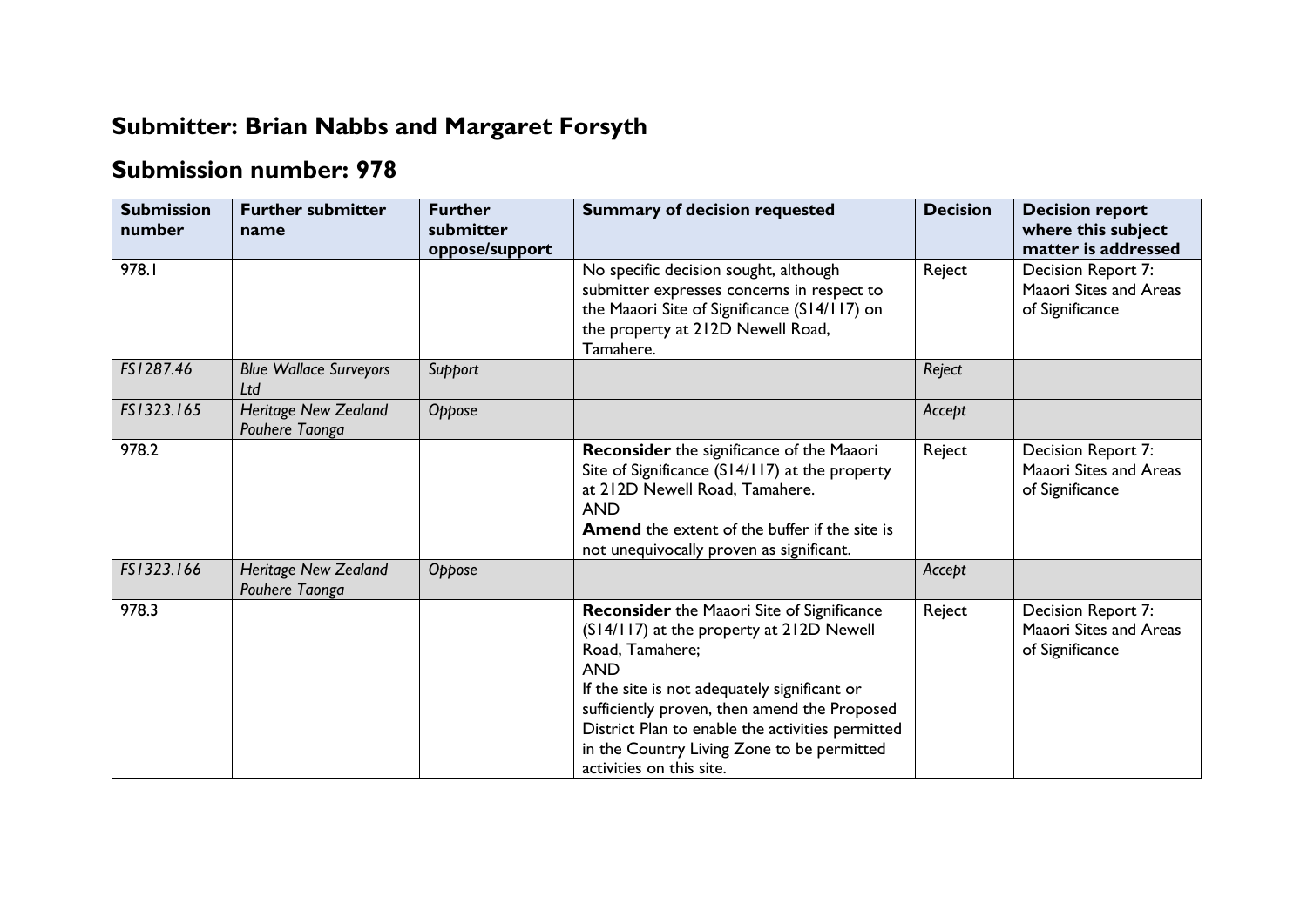## Submitter: Brian Nabbs and Margaret Forsyth

## Submission number: 978

| Submission number | Further submitter name | Further submitter oppose/support | Summary of decision requested | Decision | Decision report where this subject matter is addressed |
|---|---|---|---|---|---|
| 978.1 | | | No specific decision sought, although submitter expresses concerns in respect to the Maaori Site of Significance (S14/117) on the property at 212D Newell Road, Tamahere. | Reject | Decision Report 7: Maaori Sites and Areas of Significance |
| *FS1287.46* | *Blue Wallace Surveyors Ltd* | *Support* | | *Reject* | |
| *FS1323.165* | *Heritage New Zealand Pouhere Taonga* | *Oppose* | | *Accept* | |
| 978.2 | | | **Reconsider** the significance of the Maaori Site of Significance (S14/117) at the property at 212D Newell Road, Tamahere.<br>AND<br>**Amend** the extent of the buffer if the site is not unequivocally proven as significant. | Reject | Decision Report 7: Maaori Sites and Areas of Significance |
| *FS1323.166* | *Heritage New Zealand Pouhere Taonga* | *Oppose* | | *Accept* | |
| 978.3 | | | **Reconsider** the Maaori Site of Significance (S14/117) at the property at 212D Newell Road, Tamahere;<br>AND<br>If the site is not adequately significant or sufficiently proven, then amend the Proposed District Plan to enable the activities permitted in the Country Living Zone to be permitted activities on this site. | Reject | Decision Report 7: Maaori Sites and Areas of Significance |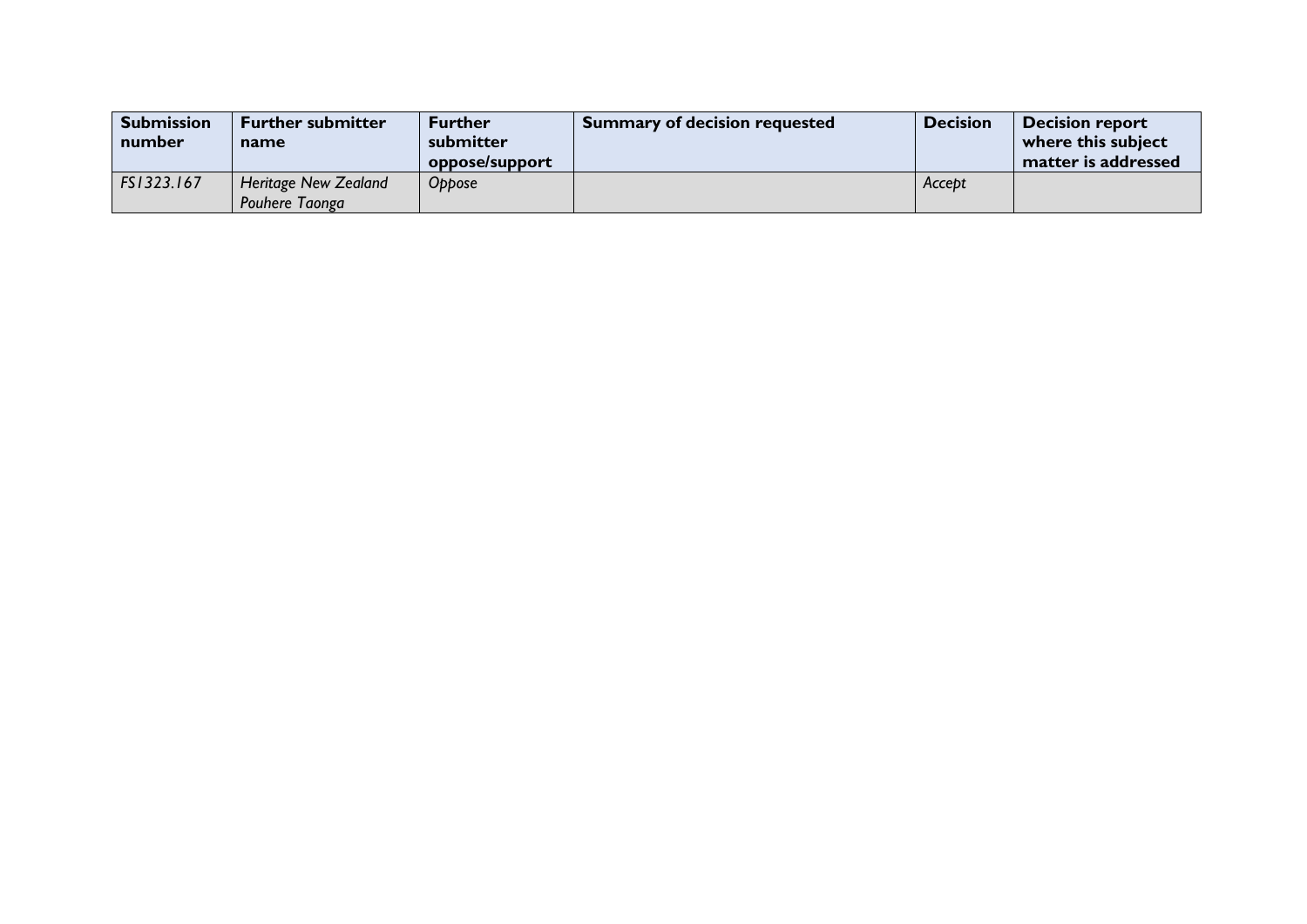| Submission number | Further submitter name | Further submitter oppose/support | Summary of decision requested | Decision | Decision report where this subject matter is addressed |
|---|---|---|---|---|---|
| *FS1323.167* | *Heritage New Zealand Pouhere Taonga* | *Oppose* | | *Accept* | |